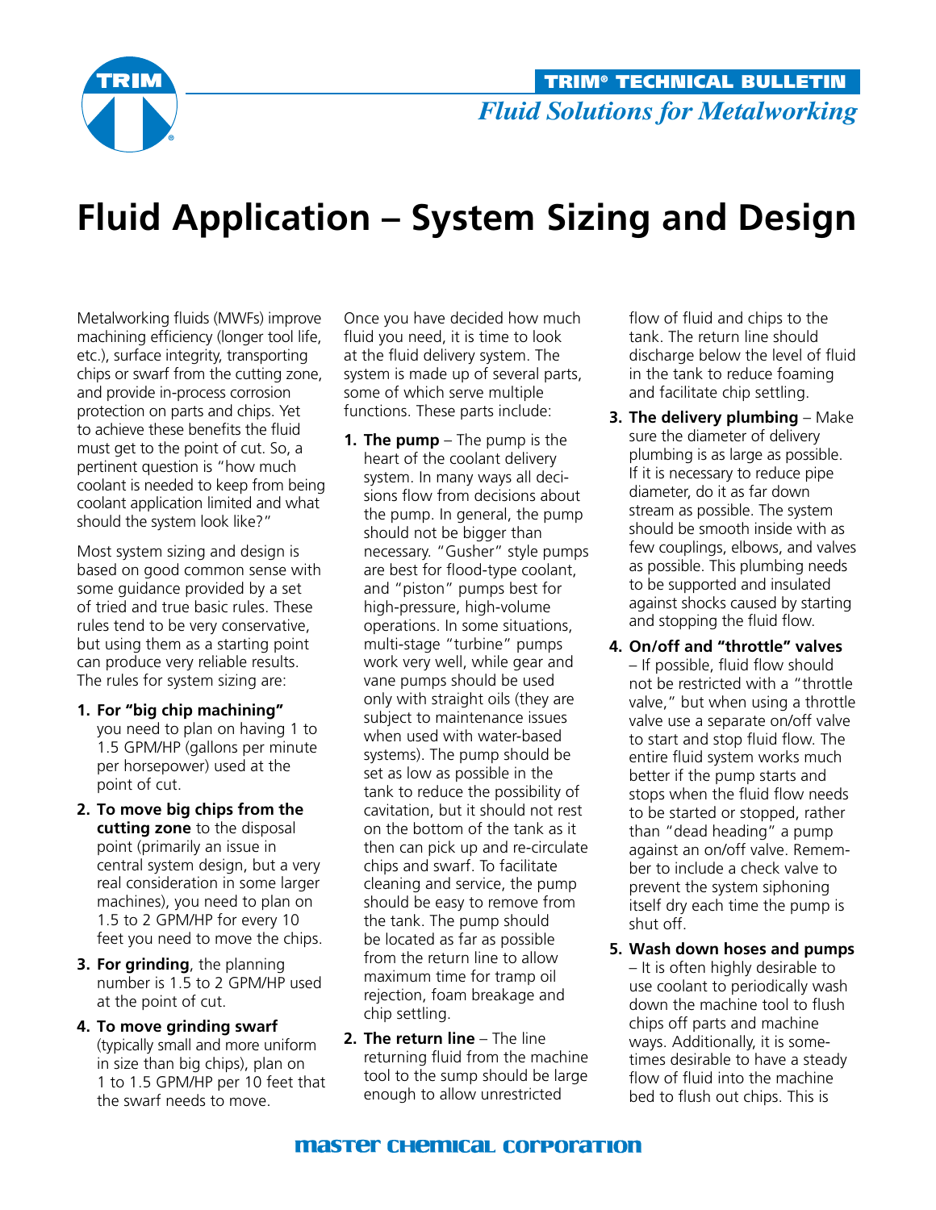TRIM® TECHNICAL BULLETIN

*Fluid Solutions for Metalworking*

# Fluid Application – System Sizing and Design

Metalworking fluids (MWFs) improve machining efficiency (longer tool life, etc.), surface integrity, transporting chips or swarf from the cutting zone, and provide in-process corrosion protection on parts and chips. Yet to achieve these benefits the fluid must get to the point of cut. So, a pertinent question is "how much coolant is needed to keep from being coolant application limited and what should the system look like?"

Most system sizing and design is based on good common sense with some guidance provided by a set of tried and true basic rules. These rules tend to be very conservative, but using them as a starting point can produce very reliable results. The rules for system sizing are:

1. **For "big chip machining"** you need to plan on having 1 to 1.5 GPM/HP (gallons per minute per horsepower) used at the point of cut.
2. **To move big chips from the cutting zone** to the disposal point (primarily an issue in central system design, but a very real consideration in some larger machines), you need to plan on 1.5 to 2 GPM/HP for every 10 feet you need to move the chips.
3. **For grinding**, the planning number is 1.5 to 2 GPM/HP used at the point of cut.
4. **To move grinding swarf** (typically small and more uniform in size than big chips), plan on 1 to 1.5 GPM/HP per 10 feet that the swarf needs to move.

Once you have decided how much fluid you need, it is time to look at the fluid delivery system. The system is made up of several parts, some of which serve multiple functions. These parts include:

1. **The pump** – The pump is the heart of the coolant delivery system. In many ways all decisions flow from decisions about the pump. In general, the pump should not be bigger than necessary. "Gusher" style pumps are best for flood-type coolant, and "piston" pumps best for high-pressure, high-volume operations. In some situations, multi-stage "turbine" pumps work very well, while gear and vane pumps should be used only with straight oils (they are subject to maintenance issues when used with water-based systems). The pump should be set as low as possible in the tank to reduce the possibility of cavitation, but it should not rest on the bottom of the tank as it then can pick up and re-circulate chips and swarf. To facilitate cleaning and service, the pump should be easy to remove from the tank. The pump should be located as far as possible from the return line to allow maximum time for tramp oil rejection, foam breakage and chip settling.
2. **The return line** – The line returning fluid from the machine tool to the sump should be large enough to allow unrestricted flow of fluid and chips to the tank. The return line should discharge below the level of fluid in the tank to reduce foaming and facilitate chip settling.
3. **The delivery plumbing** – Make sure the diameter of delivery plumbing is as large as possible. If it is necessary to reduce pipe diameter, do it as far down stream as possible. The system should be smooth inside with as few couplings, elbows, and valves as possible. This plumbing needs to be supported and insulated against shocks caused by starting and stopping the fluid flow.
4. **On/off and "throttle" valves** – If possible, fluid flow should not be restricted with a "throttle valve," but when using a throttle valve use a separate on/off valve to start and stop fluid flow. The entire fluid system works much better if the pump starts and stops when the fluid flow needs to be started or stopped, rather than "dead heading" a pump against an on/off valve. Remember to include a check valve to prevent the system siphoning itself dry each time the pump is shut off.
5. **Wash down hoses and pumps** – It is often highly desirable to use coolant to periodically wash down the machine tool to flush chips off parts and machine ways. Additionally, it is sometimes desirable to have a steady flow of fluid into the machine bed to flush out chips. This is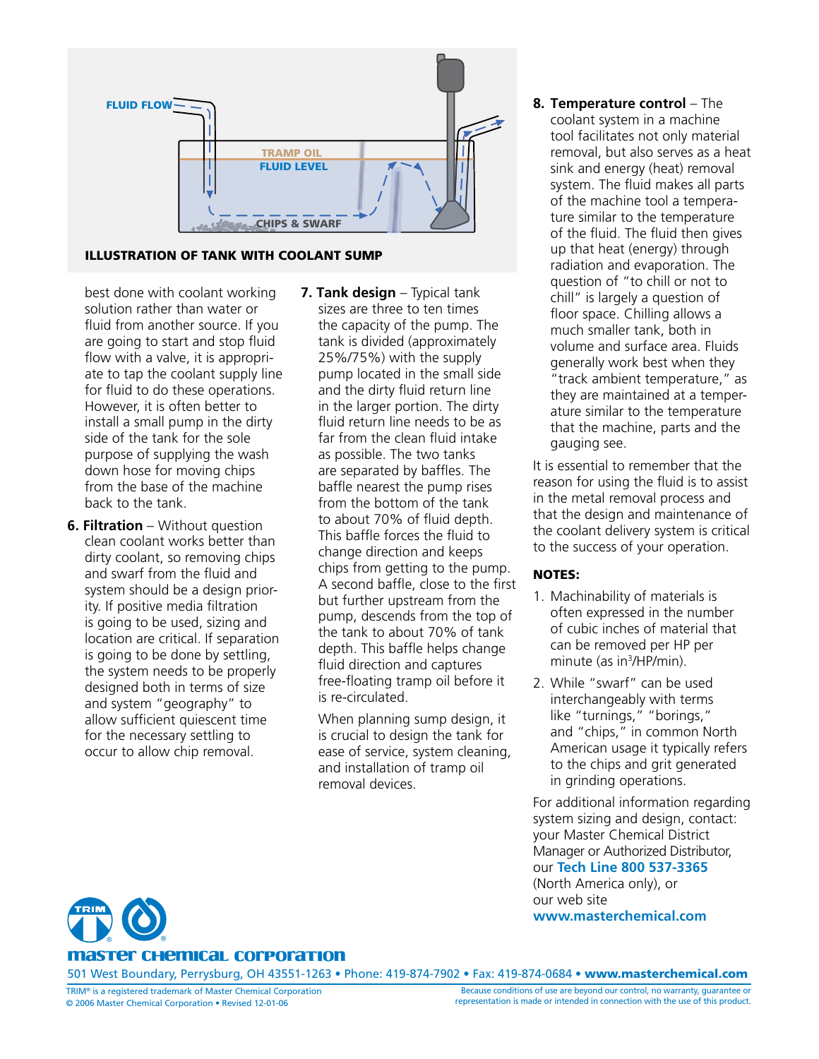FLUID FLOW

TRAMP OIL

FLUID LEVEL

CHIPS & SWARF

**ILLUSTRATION OF TANK WITH COOLANT SUMP**

best done with coolant working solution rather than water or fluid from another source. If you are going to start and stop fluid flow with a valve, it is appropriate to tap the coolant supply line for fluid to do these operations. However, it is often better to install a small pump in the dirty side of the tank for the sole purpose of supplying the wash down hose for moving chips from the base of the machine back to the tank.

6. **Filtration** – Without question clean coolant works better than dirty coolant, so removing chips and swarf from the fluid and system should be a design priority. If positive media filtration is going to be used, sizing and location are critical. If separation is going to be done by settling, the system needs to be properly designed both in terms of size and system "geography" to allow sufficient quiescent time for the necessary settling to occur to allow chip removal.

7. **Tank design** – Typical tank sizes are three to ten times the capacity of the pump. The tank is divided (approximately 25%/75%) with the supply pump located in the small side and the dirty fluid return line in the larger portion. The dirty fluid return line needs to be as far from the clean fluid intake as possible. The two tanks are separated by baffles. The baffle nearest the pump rises from the bottom of the tank to about 70% of fluid depth. This baffle forces the fluid to change direction and keeps chips from getting to the pump. A second baffle, close to the first but further upstream from the pump, descends from the top of the tank to about 70% of tank depth. This baffle helps change fluid direction and captures free-floating tramp oil before it is re-circulated.

   When planning sump design, it is crucial to design the tank for ease of service, system cleaning, and installation of tramp oil removal devices.

8. **Temperature control** – The coolant system in a machine tool facilitates not only material removal, but also serves as a heat sink and energy (heat) removal system. The fluid makes all parts of the machine tool a temperature similar to the temperature of the fluid. The fluid then gives up that heat (energy) through radiation and evaporation. The question of "to chill or not to chill" is largely a question of floor space. Chilling allows a much smaller tank, both in volume and surface area. Fluids generally work best when they "track ambient temperature," as they are maintained at a temperature similar to the temperature that the machine, parts and the gauging see.

It is essential to remember that the reason for using the fluid is to assist in the metal removal process and that the design and maintenance of the coolant delivery system is critical to the success of your operation.

**NOTES:**

1. Machinability of materials is often expressed in the number of cubic inches of material that can be removed per HP per minute (as $in^3$/HP/min).
2. While "swarf" can be used interchangeably with terms like "turnings," "borings," and "chips," in common North American usage it typically refers to the chips and grit generated in grinding operations.

For additional information regarding system sizing and design, contact: your Master Chemical District Manager or Authorized Distributor, our **Tech Line 800 537-3365** (North America only), or our web site **www.masterchemical.com**

**master chemical corporation**

501 West Boundary, Perrysburg, OH 43551-1263 • Phone: 419-874-7902 • Fax: 419-874-0684 • **www.masterchemical.com**

TRIM® is a registered trademark of Master Chemical Corporation
© 2006 Master Chemical Corporation • Revised 12-01-06

Because conditions of use are beyond our control, no warranty, guarantee or representation is made or intended in connection with the use of this product.